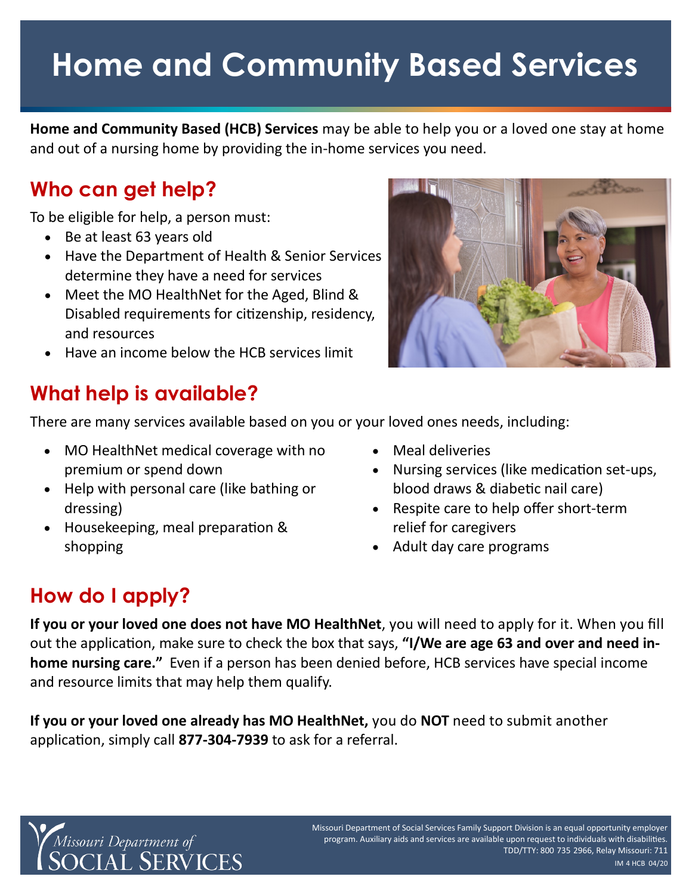# Home and Community Based Services

**Home and Community Based (HCB) Services** may be able to help you or a loved one stay at home and out of a nursing home by providing the in-home services you need.

## Who can get help?

To be eligible for help, a person must:

- Be at least 63 years old
- Have the Department of Health & Senior Services determine they have a need for services
- Meet the MO HealthNet for the Aged, Blind & Disabled requirements for citizenship, residency, and resources
- Have an income below the HCB services limit

## What help is available?

There are many services available based on you or your loved ones needs, including:

- MO HealthNet medical coverage with no premium or spend down
- Help with personal care (like bathing or dressing)
- Housekeeping, meal preparation & shopping
- Meal deliveries
- Nursing services (like medication set-ups, blood draws & diabetic nail care)
- Respite care to help offer short-term relief for caregivers
- Adult day care programs

## How do I apply?

**If you or your loved one does not have MO HealthNet**, you will need to apply for it. When you fill out the application, make sure to check the box that says, **"I/We are age 63 and over and need in-home nursing care."** Even if a person has been denied before, HCB services have special income and resource limits that may help them qualify.

**If you or your loved one already has MO HealthNet,** you do **NOT** need to submit another application, simply call **877-304-7939** to ask for a referral.

Missouri Department of Social Services

Missouri Department of Social Services Family Support Division is an equal opportunity employer program. Auxiliary aids and services are available upon request to individuals with disabilities. TDD/TTY: 800 735 2966, Relay Missouri: 711

IM 4 HCB 04/20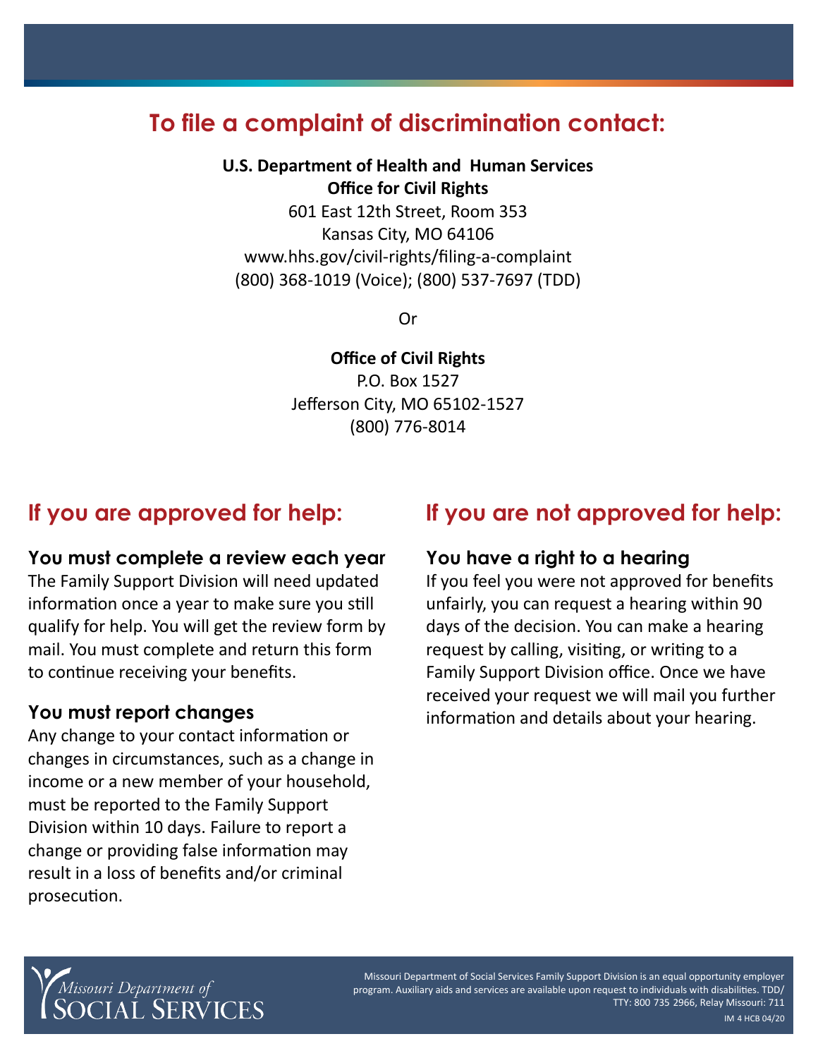## To file a complaint of discrimination contact:

**U.S. Department of Health and Human Services**
**Office for Civil Rights**
601 East 12th Street, Room 353
Kansas City, MO 64106
www.hhs.gov/civil-rights/filing-a-complaint
(800) 368-1019 (Voice); (800) 537-7697 (TDD)

Or

**Office of Civil Rights**
P.O. Box 1527
Jefferson City, MO 65102-1527
(800) 776-8014

## If you are approved for help:

### You must complete a review each year

The Family Support Division will need updated information once a year to make sure you still qualify for help. You will get the review form by mail. You must complete and return this form to continue receiving your benefits.

### You must report changes

Any change to your contact information or changes in circumstances, such as a change in income or a new member of your household, must be reported to the Family Support Division within 10 days. Failure to report a change or providing false information may result in a loss of benefits and/or criminal prosecution.

## If you are not approved for help:

### You have a right to a hearing

If you feel you were not approved for benefits unfairly, you can request a hearing within 90 days of the decision. You can make a hearing request by calling, visiting, or writing to a Family Support Division office. Once we have received your request we will mail you further information and details about your hearing.

Missouri Department of Social Services

Missouri Department of Social Services Family Support Division is an equal opportunity employer program. Auxiliary aids and services are available upon request to individuals with disabilities. TDD/TTY: 800 735 2966, Relay Missouri: 711

IM 4 HCB 04/20